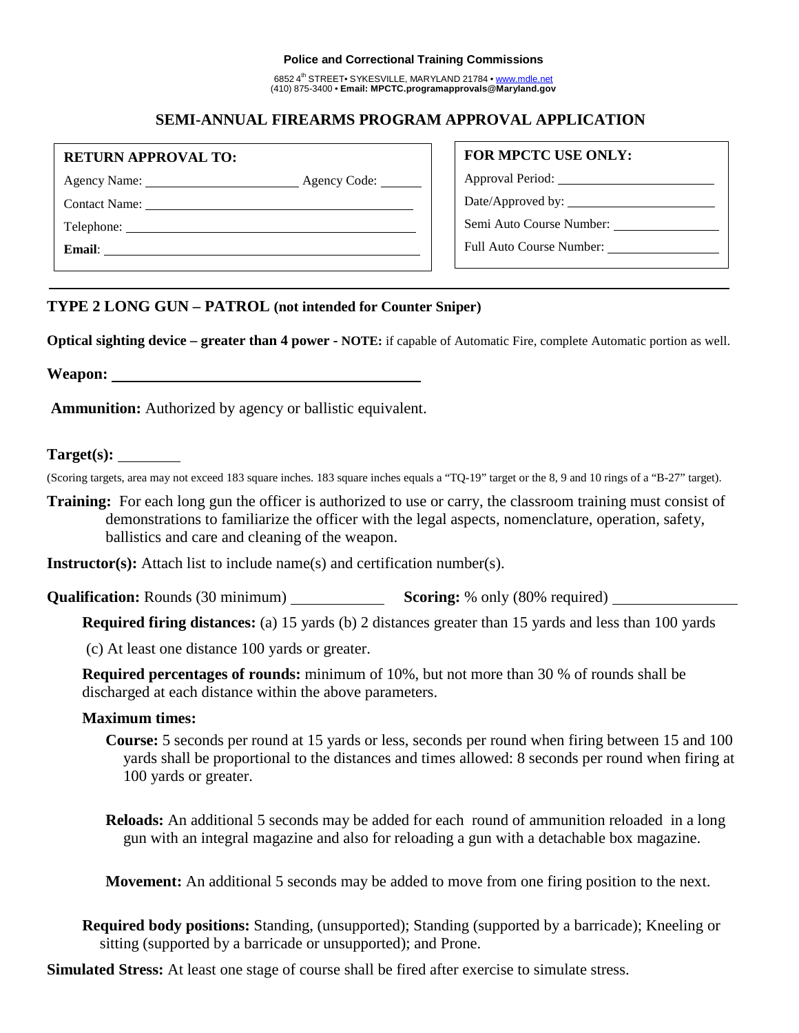**Police and Correctional Training Commissions**

6852 4th STREET• SYKESVILLE, MARYLAND 21784 • www.mdle.net
(410) 875-3400 • **Email: MPCTC.programapprovals@Maryland.gov**

## SEMI-ANNUAL FIREARMS PROGRAM APPROVAL APPLICATION

**RETURN APPROVAL TO:**

Agency Name: ______________________ Agency Code: ______

Contact Name: ____________________________________________

Telephone: _______________________________________________

**Email**: _________________________________________________

**FOR MPCTC USE ONLY:**

Approval Period: ______________________

Date/Approved by: ____________________

Semi Auto Course Number: ______________

Full Auto Course Number: _______________

---

### TYPE 2 LONG GUN – PATROL (not intended for Counter Sniper)

**Optical sighting device – greater than 4 power - NOTE:** if capable of Automatic Fire, complete Automatic portion as well.

**Weapon:** ________________________________________

**Ammunition:** Authorized by agency or ballistic equivalent.

**Target(s):** ________

(Scoring targets, area may not exceed 183 square inches. 183 square inches equals a "TQ-19" target or the 8, 9 and 10 rings of a "B-27" target).

**Training:** For each long gun the officer is authorized to use or carry, the classroom training must consist of demonstrations to familiarize the officer with the legal aspects, nomenclature, operation, safety, ballistics and care and cleaning of the weapon.

**Instructor(s):** Attach list to include name(s) and certification number(s).

**Qualification:** Rounds (30 minimum) ____________ **Scoring:** % only (80% required) ________________

**Required firing distances:** (a) 15 yards (b) 2 distances greater than 15 yards and less than 100 yards

(c) At least one distance 100 yards or greater.

**Required percentages of rounds:** minimum of 10%, but not more than 30 % of rounds shall be discharged at each distance within the above parameters.

**Maximum times:**

**Course:** 5 seconds per round at 15 yards or less, seconds per round when firing between 15 and 100 yards shall be proportional to the distances and times allowed: 8 seconds per round when firing at 100 yards or greater.

**Reloads:** An additional 5 seconds may be added for each round of ammunition reloaded in a long gun with an integral magazine and also for reloading a gun with a detachable box magazine.

**Movement:** An additional 5 seconds may be added to move from one firing position to the next.

**Required body positions:** Standing, (unsupported); Standing (supported by a barricade); Kneeling or sitting (supported by a barricade or unsupported); and Prone.

**Simulated Stress:** At least one stage of course shall be fired after exercise to simulate stress.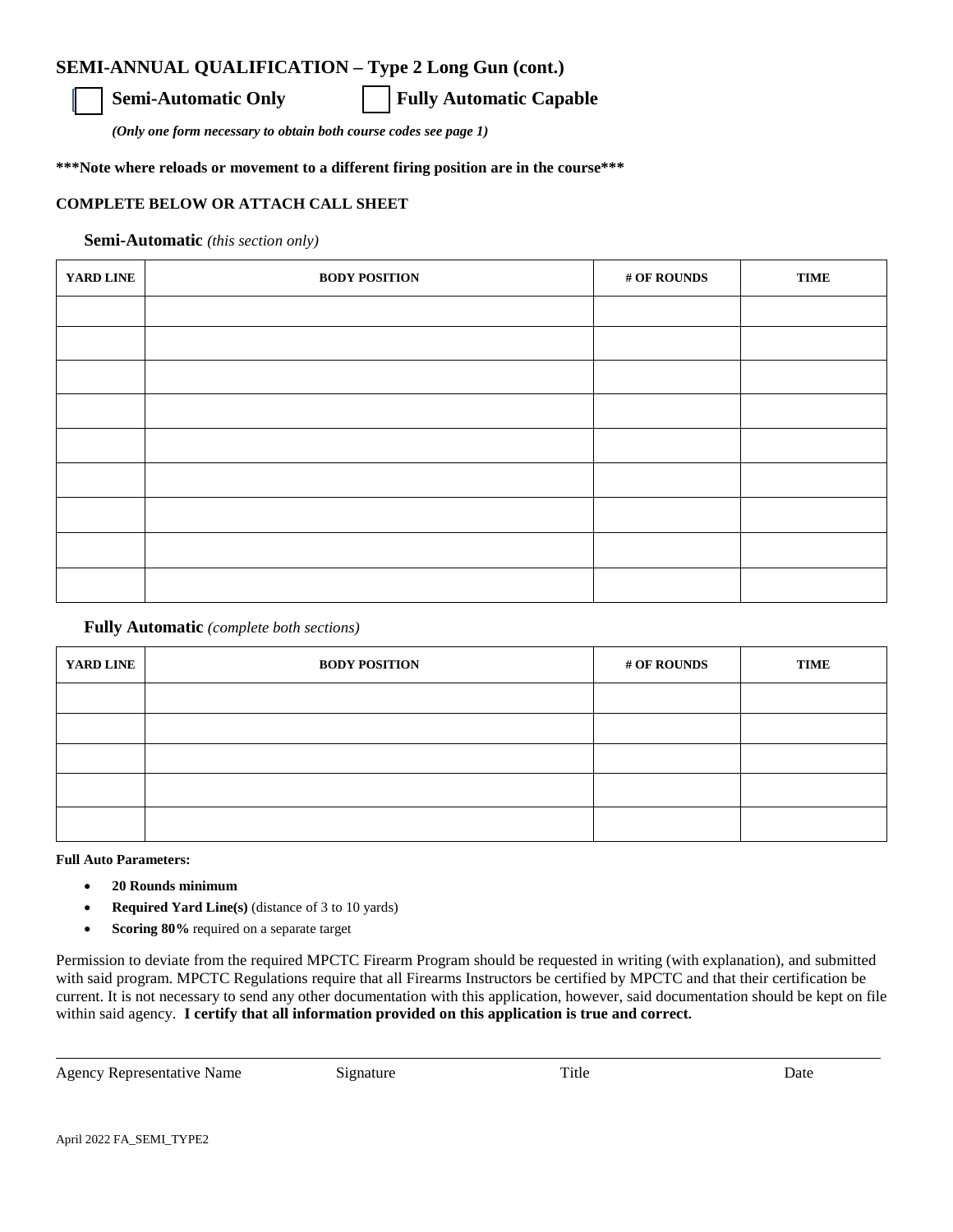## SEMI-ANNUAL QUALIFICATION – Type 2 Long Gun (cont.)

☐ **Semi-Automatic Only** ☐ **Fully Automatic Capable**

***(Only one form necessary to obtain both course codes see page 1)***

**\*\*\*Note where reloads or movement to a different firing position are in the course\*\*\***

**COMPLETE BELOW OR ATTACH CALL SHEET**

**Semi-Automatic** *(this section only)*

| YARD LINE | BODY POSITION | # OF ROUNDS | TIME |
|---|---|---|---|
| | | | |
| | | | |
| | | | |
| | | | |
| | | | |
| | | | |
| | | | |
| | | | |
| | | | |

**Fully Automatic** *(complete both sections)*

| YARD LINE | BODY POSITION | # OF ROUNDS | TIME |
|---|---|---|---|
| | | | |
| | | | |
| | | | |
| | | | |
| | | | |

**Full Auto Parameters:**

- **20 Rounds minimum**
- **Required Yard Line(s)** (distance of 3 to 10 yards)
- **Scoring 80%** required on a separate target

Permission to deviate from the required MPCTC Firearm Program should be requested in writing (with explanation), and submitted with said program. MPCTC Regulations require that all Firearms Instructors be certified by MPCTC and that their certification be current. It is not necessary to send any other documentation with this application, however, said documentation should be kept on file within said agency. **I certify that all information provided on this application is true and correct.**

Agency Representative Name Signature Title Date

April 2022 FA_SEMI_TYPE2